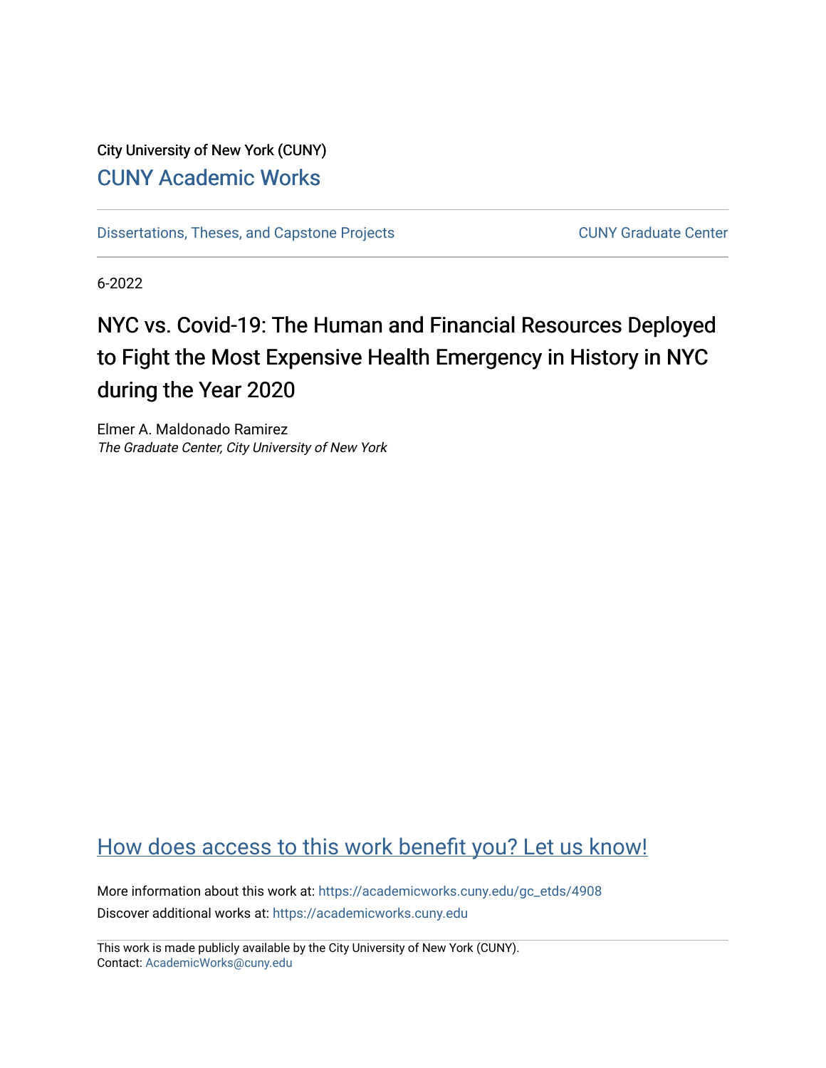City University of New York (CUNY)

[CUNY Academic Works](https://academicworks.cuny.edu)

[Dissertations, Theses, and Capstone Projects](https://academicworks.cuny.edu/gc_etds) | [CUNY Graduate Center](https://academicworks.cuny.edu/gc)

6-2022

# NYC vs. Covid-19: The Human and Financial Resources Deployed to Fight the Most Expensive Health Emergency in History in NYC during the Year 2020

Elmer A. Maldonado Ramirez
*The Graduate Center, City University of New York*

[How does access to this work benefit you? Let us know!](https://ols.cuny.edu/academicworks/?ref=https://academicworks.cuny.edu/gc_etds/4908)

More information about this work at: https://academicworks.cuny.edu/gc_etds/4908
Discover additional works at: https://academicworks.cuny.edu

This work is made publicly available by the City University of New York (CUNY).
Contact: AcademicWorks@cuny.edu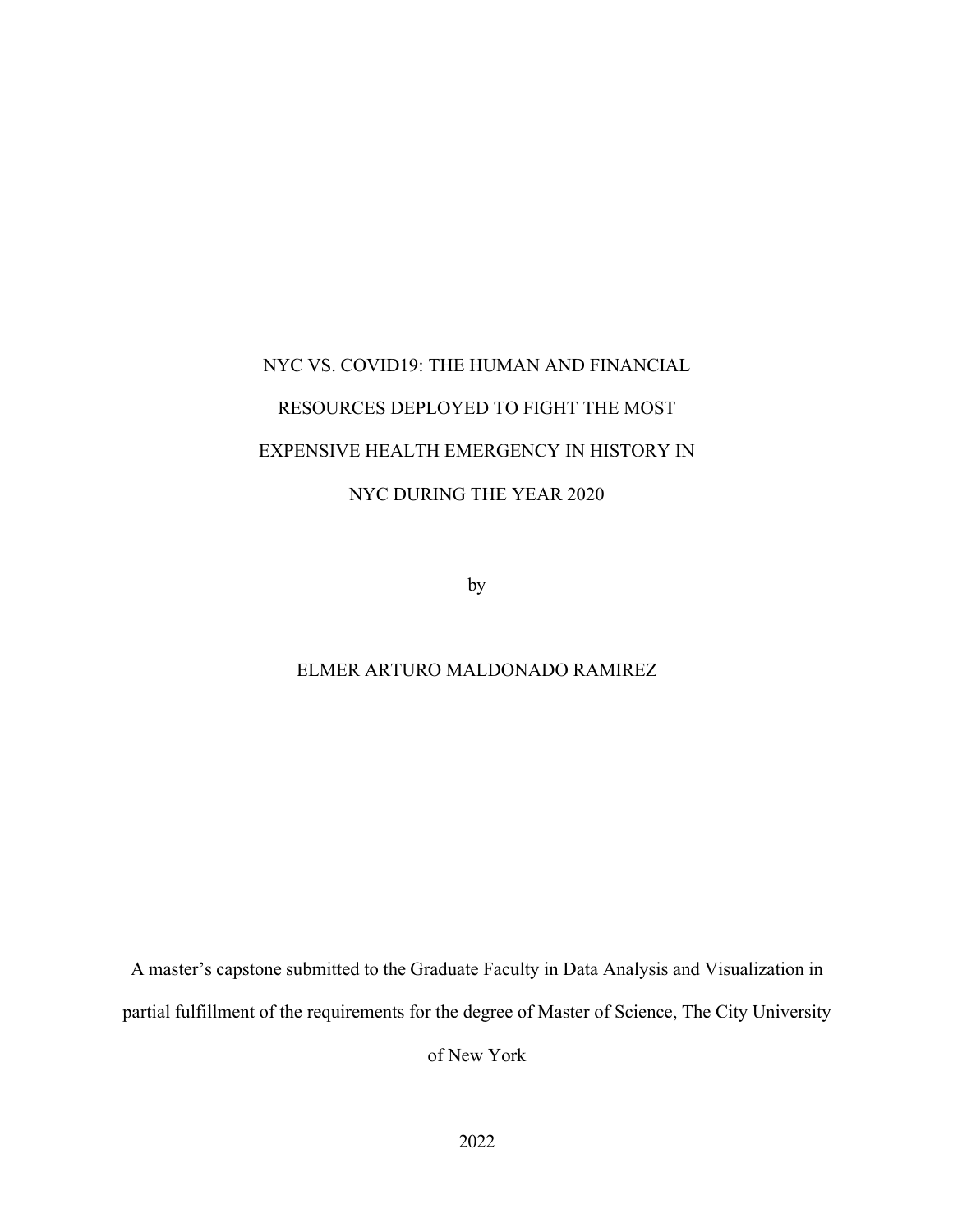# NYC VS. COVID19: THE HUMAN AND FINANCIAL RESOURCES DEPLOYED TO FIGHT THE MOST EXPENSIVE HEALTH EMERGENCY IN HISTORY IN NYC DURING THE YEAR 2020

by

ELMER ARTURO MALDONADO RAMIREZ

A master's capstone submitted to the Graduate Faculty in Data Analysis and Visualization in partial fulfillment of the requirements for the degree of Master of Science, The City University of New York

2022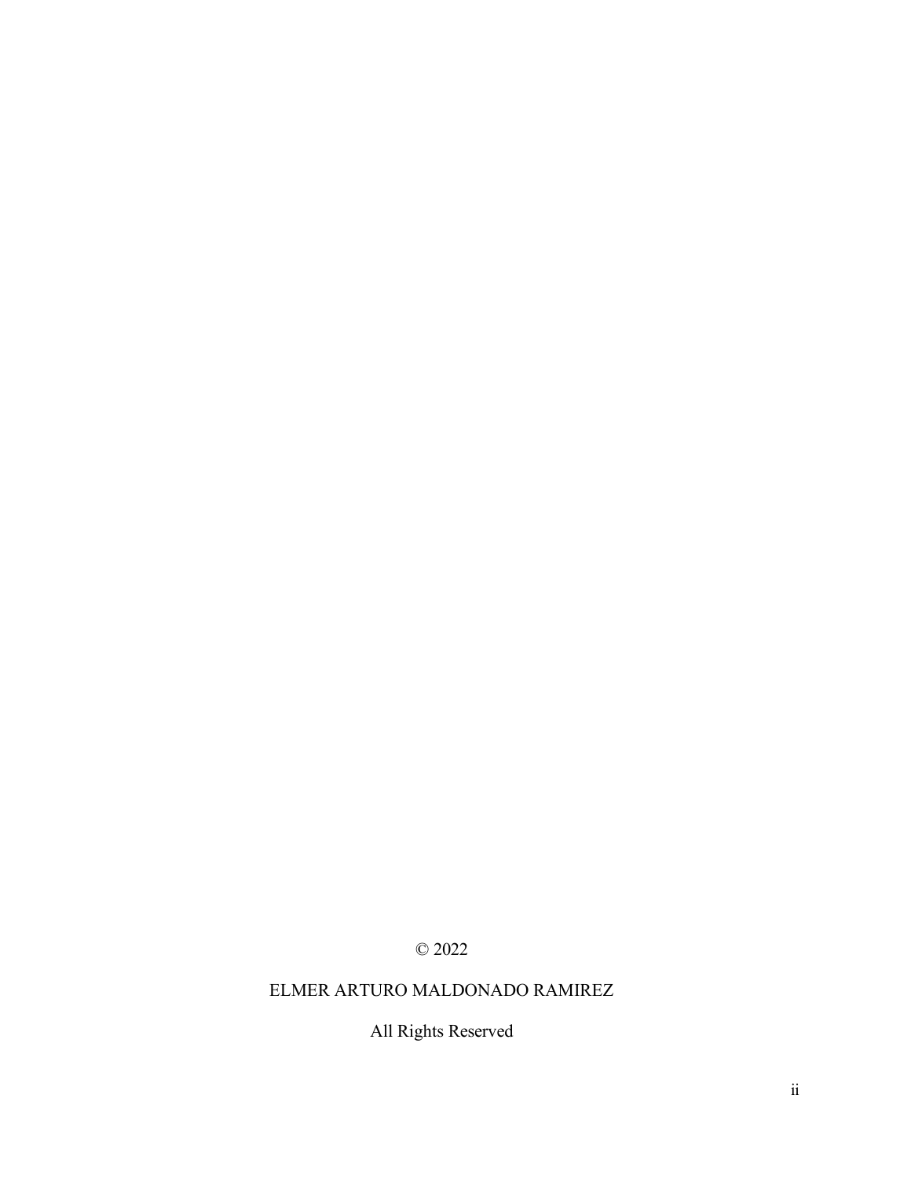© 2022

ELMER ARTURO MALDONADO RAMIREZ

All Rights Reserved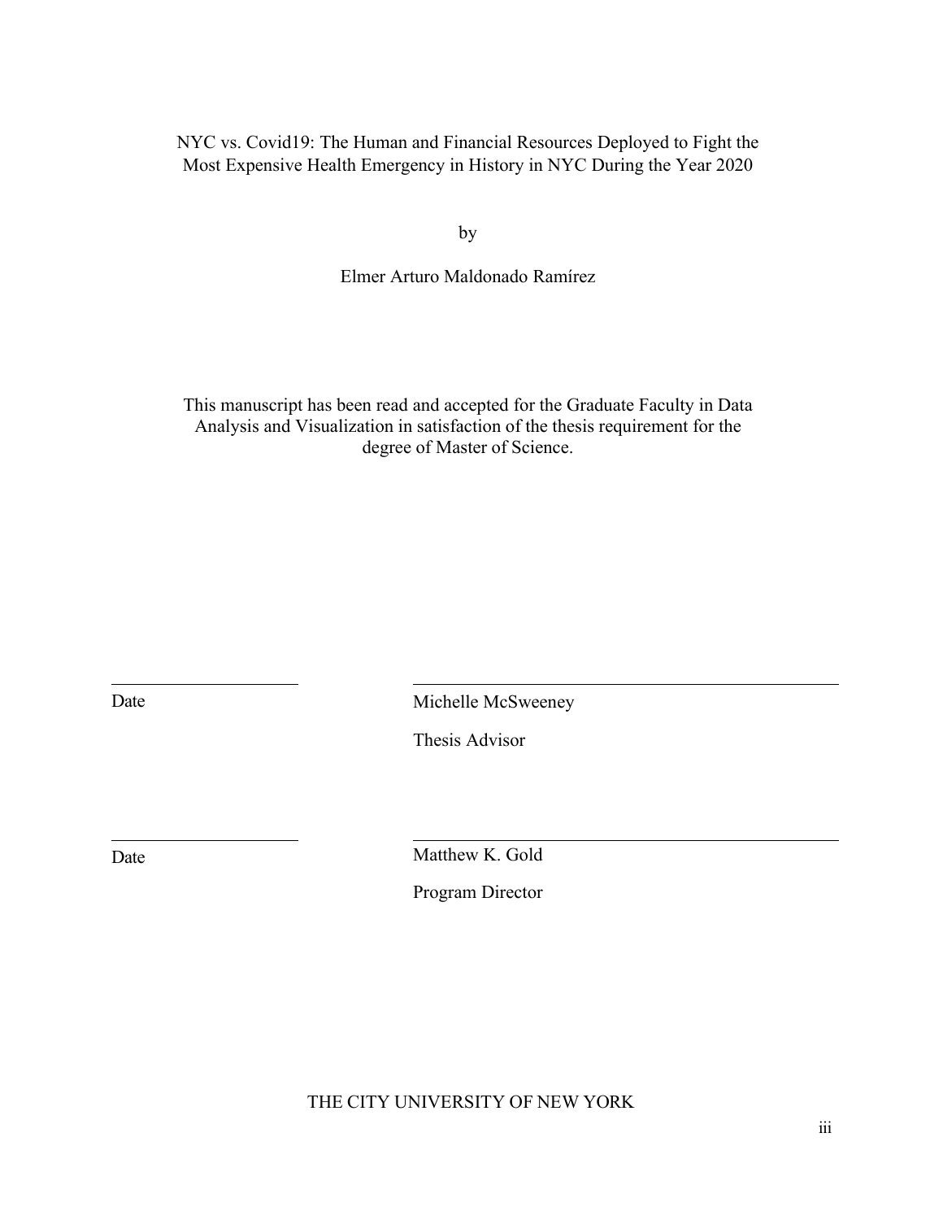NYC vs. Covid19: The Human and Financial Resources Deployed to Fight the Most Expensive Health Emergency in History in NYC During the Year 2020

by

Elmer Arturo Maldonado Ramírez

This manuscript has been read and accepted for the Graduate Faculty in Data Analysis and Visualization in satisfaction of the thesis requirement for the degree of Master of Science.

\_\_\_\_\_\_\_\_\_\_\_\_\_\_\_\_\_\_\_\_ \_\_\_\_\_\_\_\_\_\_\_\_\_\_\_\_\_\_\_\_\_\_\_\_\_\_\_\_\_\_\_\_\_\_\_\_\_\_\_\_\_\_\_\_

Date Michelle McSweeney

Thesis Advisor

\_\_\_\_\_\_\_\_\_\_\_\_\_\_\_\_\_\_\_\_ \_\_\_\_\_\_\_\_\_\_\_\_\_\_\_\_\_\_\_\_\_\_\_\_\_\_\_\_\_\_\_\_\_\_\_\_\_\_\_\_\_\_\_\_

Date Matthew K. Gold

Program Director

THE CITY UNIVERSITY OF NEW YORK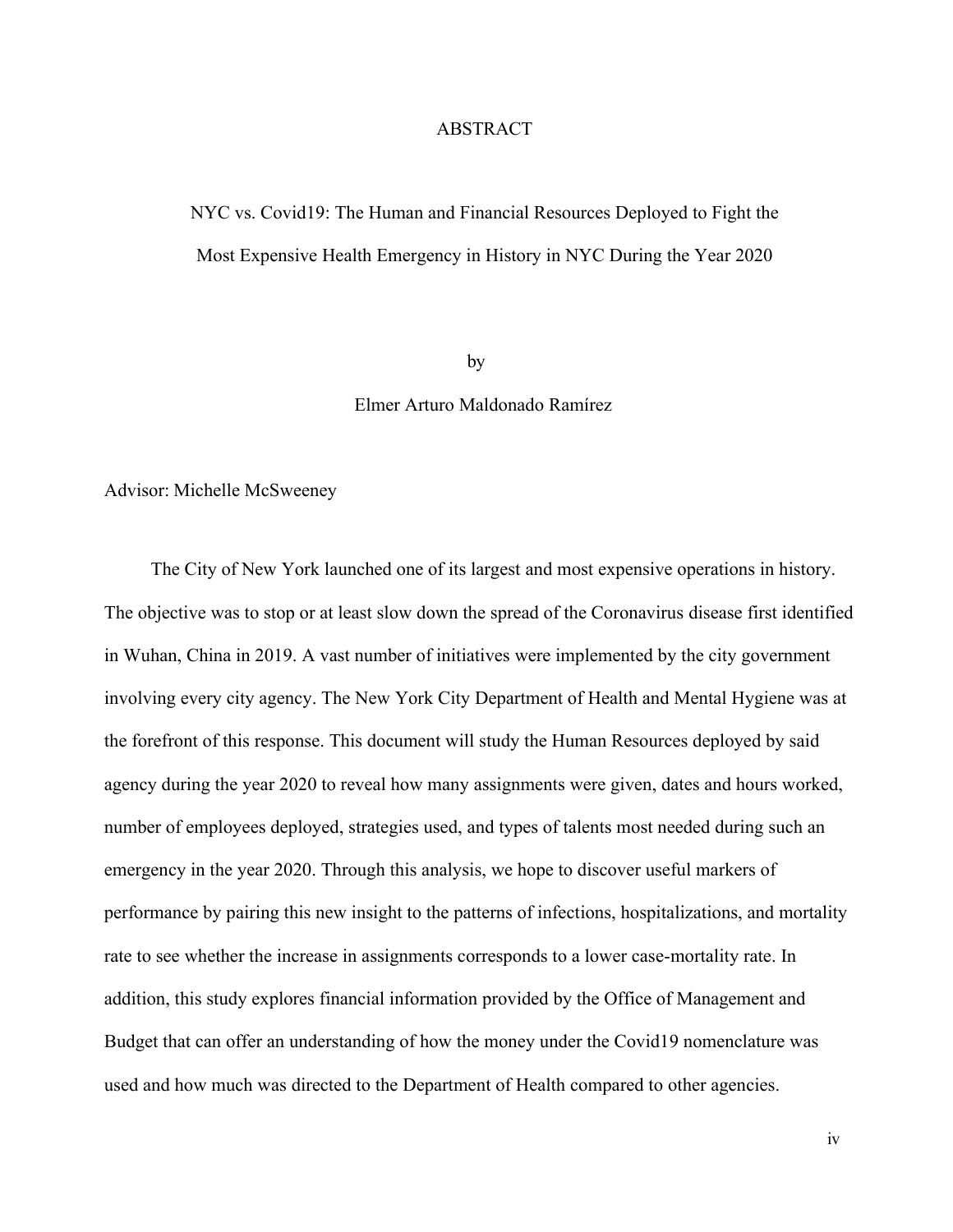# ABSTRACT

NYC vs. Covid19: The Human and Financial Resources Deployed to Fight the Most Expensive Health Emergency in History in NYC During the Year 2020

by

Elmer Arturo Maldonado Ramírez

Advisor: Michelle McSweeney

The City of New York launched one of its largest and most expensive operations in history. The objective was to stop or at least slow down the spread of the Coronavirus disease first identified in Wuhan, China in 2019. A vast number of initiatives were implemented by the city government involving every city agency. The New York City Department of Health and Mental Hygiene was at the forefront of this response. This document will study the Human Resources deployed by said agency during the year 2020 to reveal how many assignments were given, dates and hours worked, number of employees deployed, strategies used, and types of talents most needed during such an emergency in the year 2020. Through this analysis, we hope to discover useful markers of performance by pairing this new insight to the patterns of infections, hospitalizations, and mortality rate to see whether the increase in assignments corresponds to a lower case-mortality rate. In addition, this study explores financial information provided by the Office of Management and Budget that can offer an understanding of how the money under the Covid19 nomenclature was used and how much was directed to the Department of Health compared to other agencies.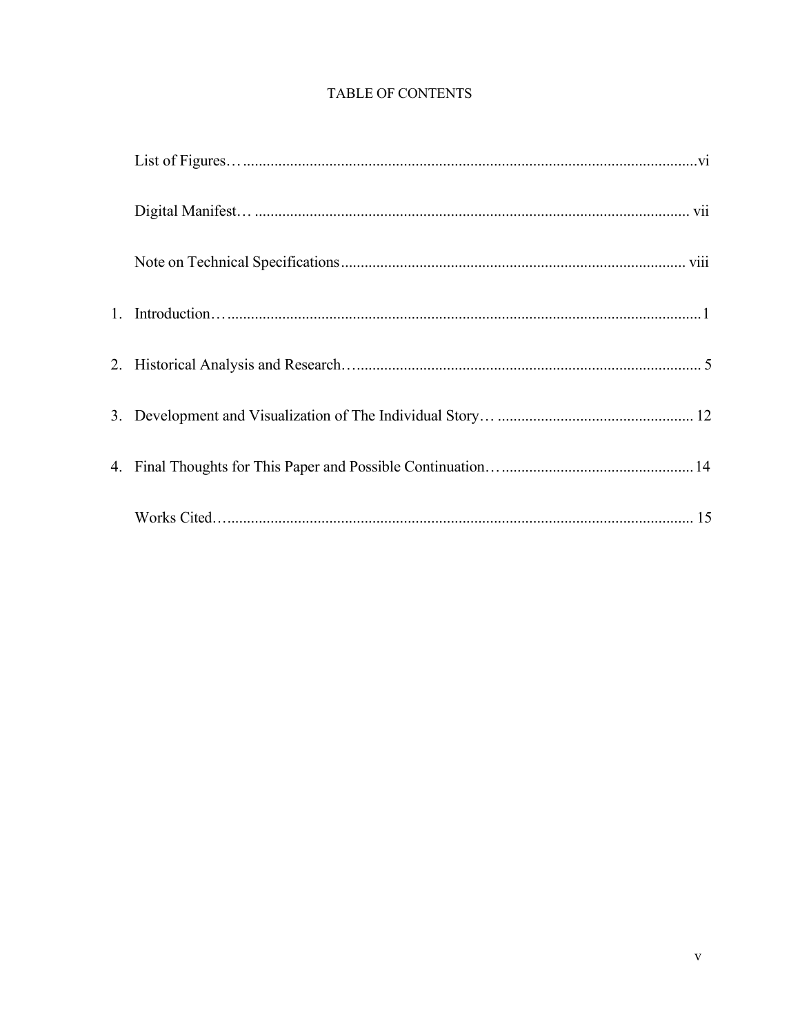# TABLE OF CONTENTS

List of Figures… vi

Digital Manifest… vii

Note on Technical Specifications viii

1. Introduction… 1
2. Historical Analysis and Research… 5
3. Development and Visualization of The Individual Story… 12
4. Final Thoughts for This Paper and Possible Continuation… 14

Works Cited… 15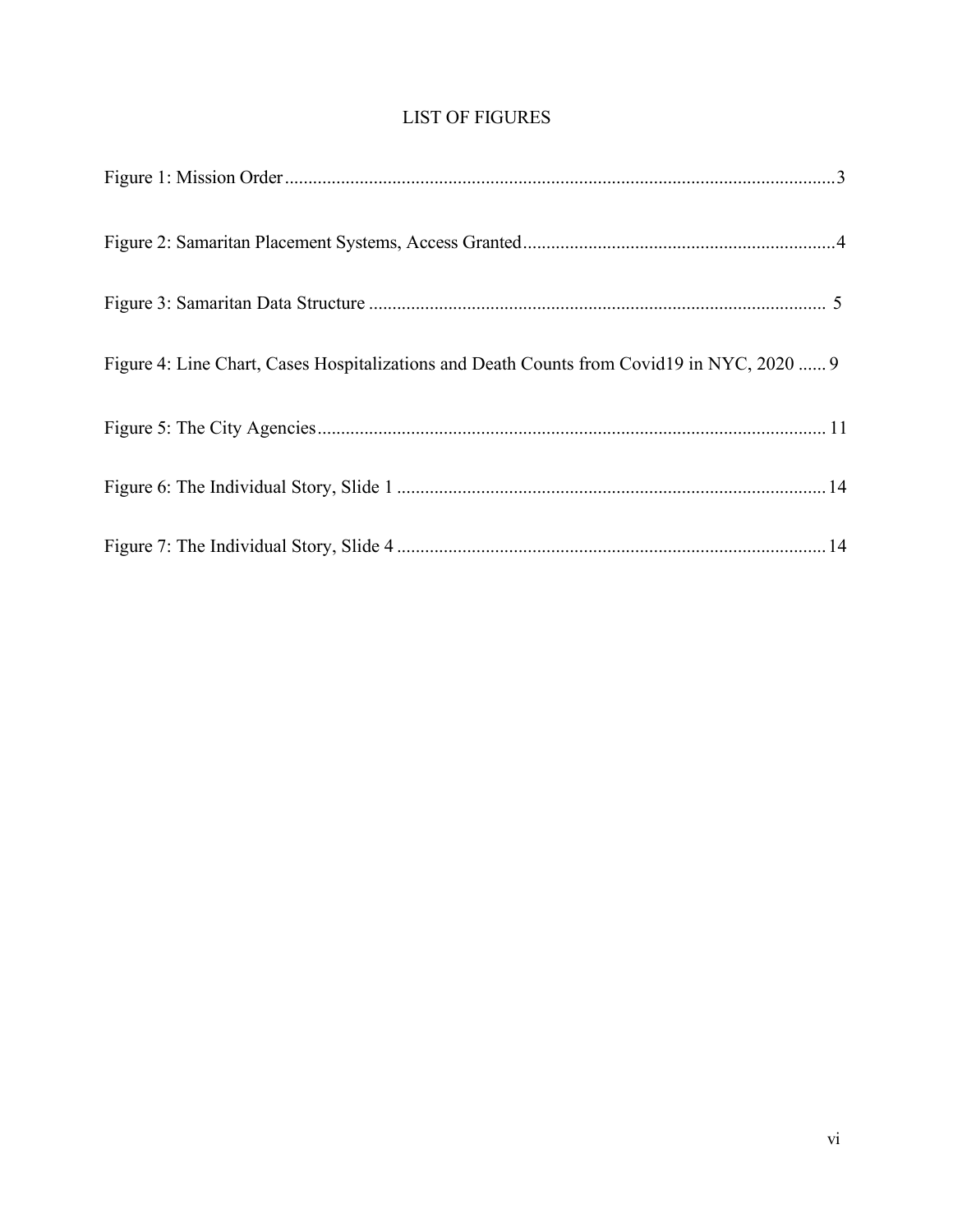# LIST OF FIGURES

Figure 1: Mission Order ........................................................................................................ 3

Figure 2: Samaritan Placement Systems, Access Granted ................................................................ 4

Figure 3: Samaritan Data Structure ................................................................................................ 5

Figure 4: Line Chart, Cases Hospitalizations and Death Counts from Covid19 in NYC, 2020 ...... 9

Figure 5: The City Agencies ........................................................................................................ 11

Figure 6: The Individual Story, Slide 1 ........................................................................................ 14

Figure 7: The Individual Story, Slide 4 ........................................................................................ 14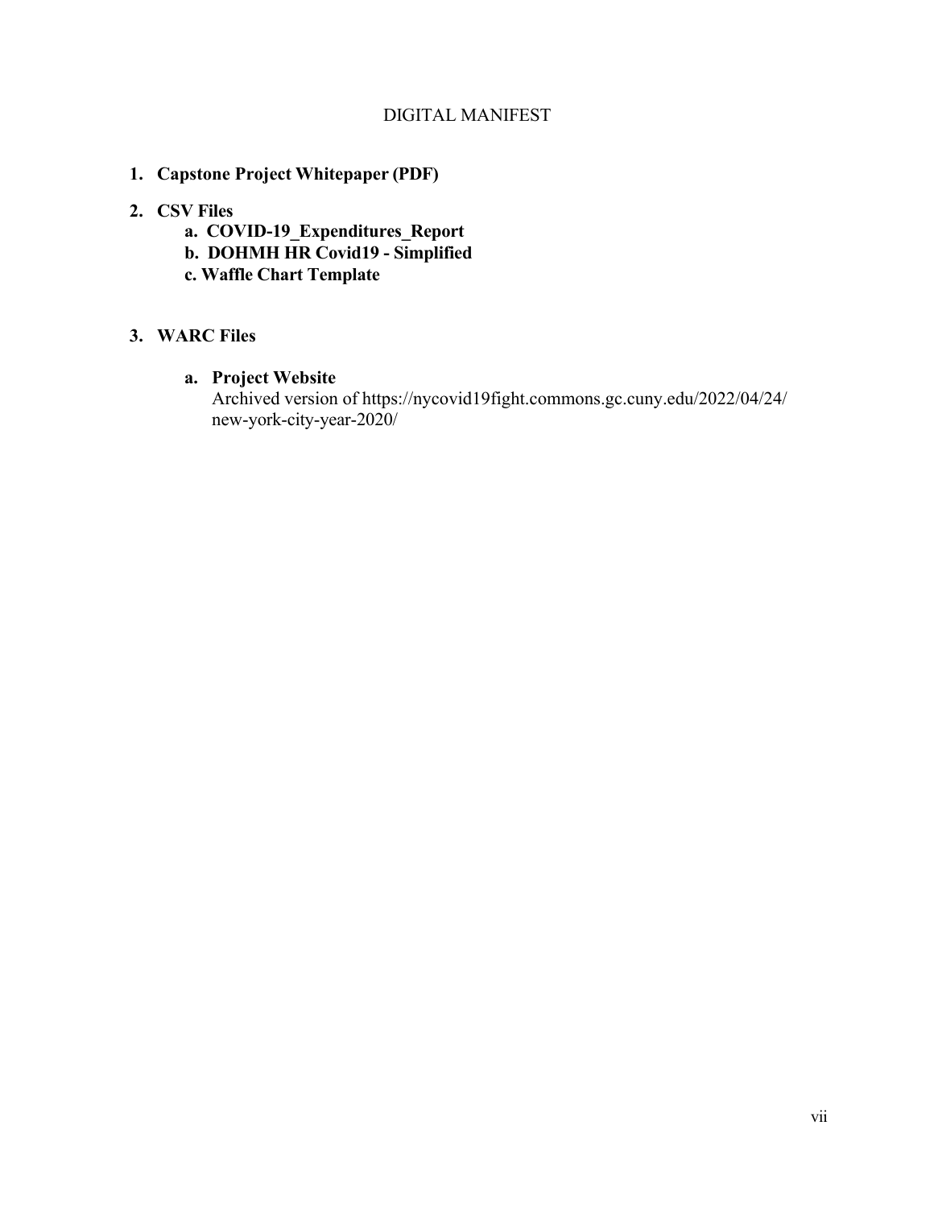# DIGITAL MANIFEST

1. **Capstone Project Whitepaper (PDF)**

2. **CSV Files**
   - **a. COVID-19_Expenditures_Report**
   - **b. DOHMH HR Covid19 - Simplified**
   - **c. Waffle Chart Template**

3. **WARC Files**
   - **a. Project Website**
     Archived version of https://nycovid19fight.commons.gc.cuny.edu/2022/04/24/new-york-city-year-2020/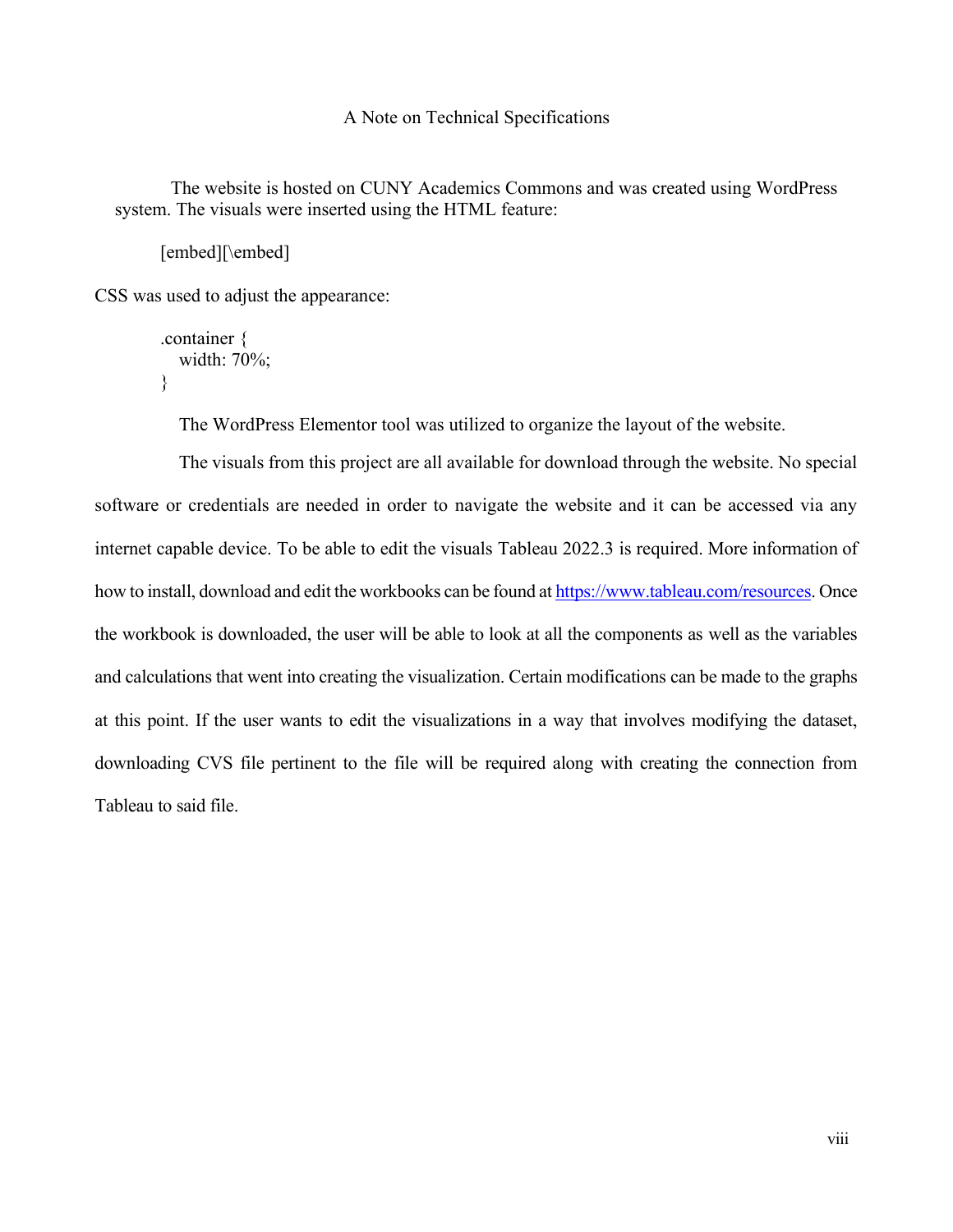## A Note on Technical Specifications

The website is hosted on CUNY Academics Commons and was created using WordPress system. The visuals were inserted using the HTML feature:

```
[embed][\embed]
```

CSS was used to adjust the appearance:

```
.container {
   width: 70%;
}
```

The WordPress Elementor tool was utilized to organize the layout of the website.

The visuals from this project are all available for download through the website. No special software or credentials are needed in order to navigate the website and it can be accessed via any internet capable device. To be able to edit the visuals Tableau 2022.3 is required. More information of how to install, download and edit the workbooks can be found at [https://www.tableau.com/resources](https://www.tableau.com/resources). Once the workbook is downloaded, the user will be able to look at all the components as well as the variables and calculations that went into creating the visualization. Certain modifications can be made to the graphs at this point. If the user wants to edit the visualizations in a way that involves modifying the dataset, downloading CVS file pertinent to the file will be required along with creating the connection from Tableau to said file.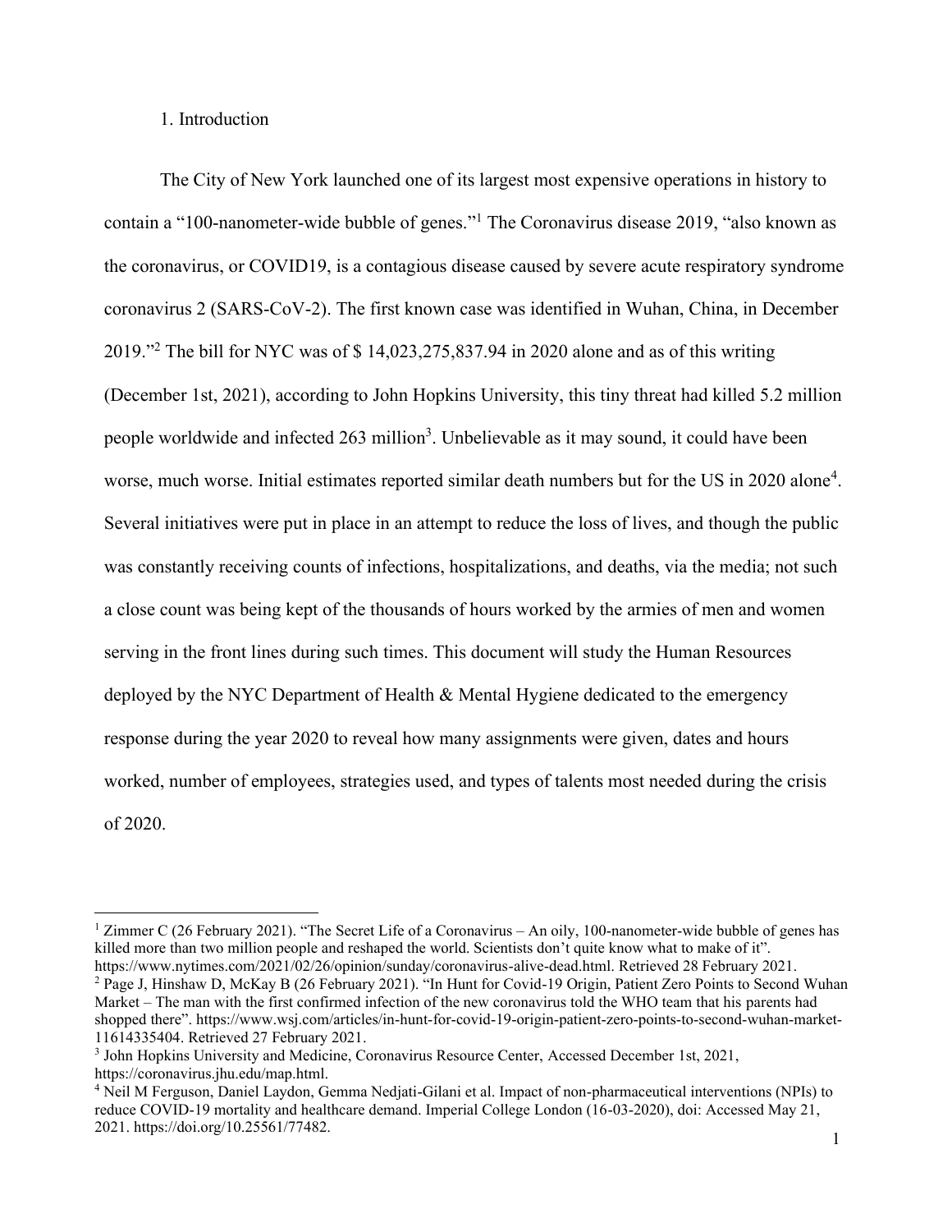## 1. Introduction

The City of New York launched one of its largest most expensive operations in history to contain a "100-nanometer-wide bubble of genes."[1] The Coronavirus disease 2019, "also known as the coronavirus, or COVID19, is a contagious disease caused by severe acute respiratory syndrome coronavirus 2 (SARS-CoV-2). The first known case was identified in Wuhan, China, in December 2019."[2] The bill for NYC was of $ 14,023,275,837.94 in 2020 alone and as of this writing (December 1st, 2021), according to John Hopkins University, this tiny threat had killed 5.2 million people worldwide and infected 263 million[3]. Unbelievable as it may sound, it could have been worse, much worse. Initial estimates reported similar death numbers but for the US in 2020 alone[4]. Several initiatives were put in place in an attempt to reduce the loss of lives, and though the public was constantly receiving counts of infections, hospitalizations, and deaths, via the media; not such a close count was being kept of the thousands of hours worked by the armies of men and women serving in the front lines during such times. This document will study the Human Resources deployed by the NYC Department of Health & Mental Hygiene dedicated to the emergency response during the year 2020 to reveal how many assignments were given, dates and hours worked, number of employees, strategies used, and types of talents most needed during the crisis of 2020.

---

[1] Zimmer C (26 February 2021). "The Secret Life of a Coronavirus – An oily, 100-nanometer-wide bubble of genes has killed more than two million people and reshaped the world. Scientists don't quite know what to make of it". https://www.nytimes.com/2021/02/26/opinion/sunday/coronavirus-alive-dead.html. Retrieved 28 February 2021.

[2] Page J, Hinshaw D, McKay B (26 February 2021). "In Hunt for Covid-19 Origin, Patient Zero Points to Second Wuhan Market – The man with the first confirmed infection of the new coronavirus told the WHO team that his parents had shopped there". https://www.wsj.com/articles/in-hunt-for-covid-19-origin-patient-zero-points-to-second-wuhan-market-11614335404. Retrieved 27 February 2021.

[3] John Hopkins University and Medicine, Coronavirus Resource Center, Accessed December 1st, 2021, https://coronavirus.jhu.edu/map.html.

[4] Neil M Ferguson, Daniel Laydon, Gemma Nedjati-Gilani et al. Impact of non-pharmaceutical interventions (NPIs) to reduce COVID-19 mortality and healthcare demand. Imperial College London (16-03-2020), doi: Accessed May 21, 2021. https://doi.org/10.25561/77482.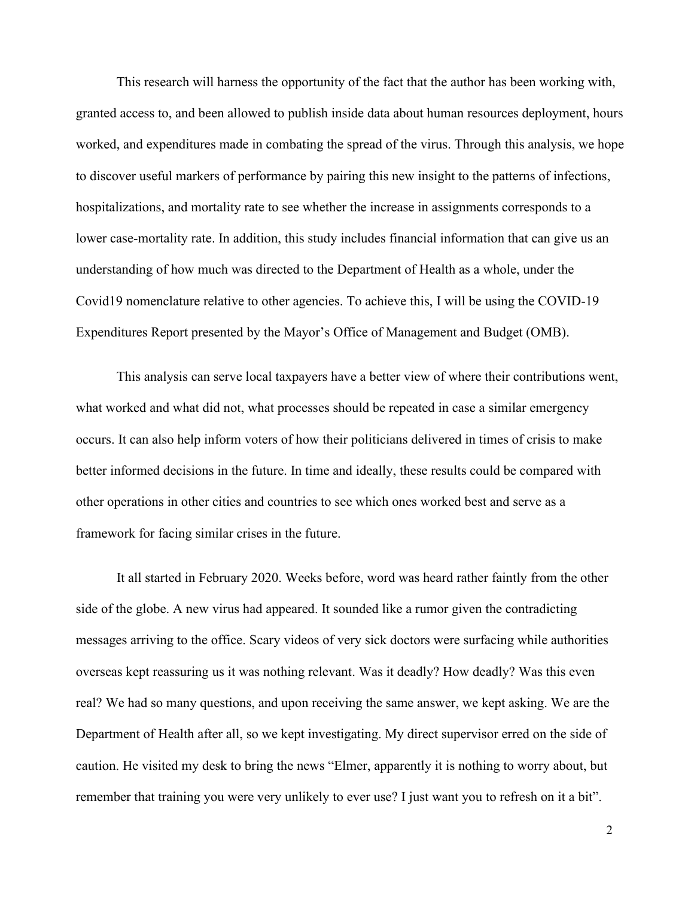This research will harness the opportunity of the fact that the author has been working with, granted access to, and been allowed to publish inside data about human resources deployment, hours worked, and expenditures made in combating the spread of the virus. Through this analysis, we hope to discover useful markers of performance by pairing this new insight to the patterns of infections, hospitalizations, and mortality rate to see whether the increase in assignments corresponds to a lower case-mortality rate. In addition, this study includes financial information that can give us an understanding of how much was directed to the Department of Health as a whole, under the Covid19 nomenclature relative to other agencies. To achieve this, I will be using the COVID-19 Expenditures Report presented by the Mayor's Office of Management and Budget (OMB).

This analysis can serve local taxpayers have a better view of where their contributions went, what worked and what did not, what processes should be repeated in case a similar emergency occurs. It can also help inform voters of how their politicians delivered in times of crisis to make better informed decisions in the future. In time and ideally, these results could be compared with other operations in other cities and countries to see which ones worked best and serve as a framework for facing similar crises in the future.

It all started in February 2020. Weeks before, word was heard rather faintly from the other side of the globe. A new virus had appeared. It sounded like a rumor given the contradicting messages arriving to the office. Scary videos of very sick doctors were surfacing while authorities overseas kept reassuring us it was nothing relevant. Was it deadly? How deadly? Was this even real? We had so many questions, and upon receiving the same answer, we kept asking. We are the Department of Health after all, so we kept investigating. My direct supervisor erred on the side of caution. He visited my desk to bring the news "Elmer, apparently it is nothing to worry about, but remember that training you were very unlikely to ever use? I just want you to refresh on it a bit".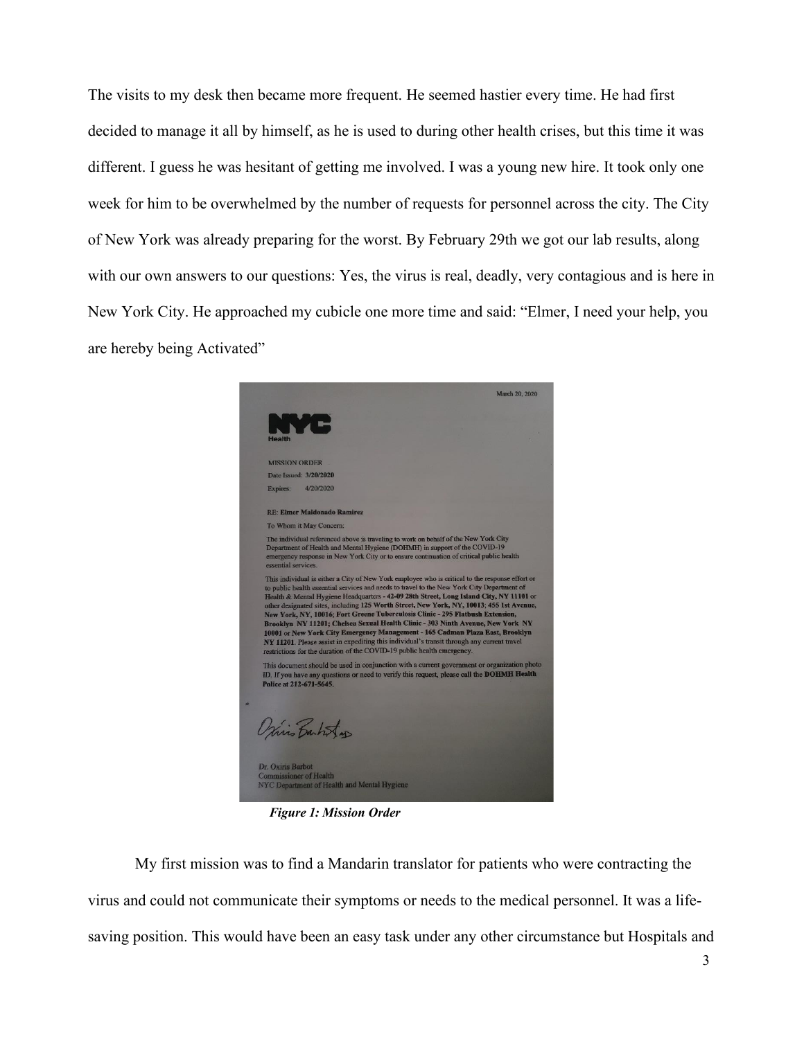The visits to my desk then became more frequent. He seemed hastier every time. He had first decided to manage it all by himself, as he is used to during other health crises, but this time it was different. I guess he was hesitant of getting me involved. I was a young new hire. It took only one week for him to be overwhelmed by the number of requests for personnel across the city. The City of New York was already preparing for the worst. By February 29th we got our lab results, along with our own answers to our questions: Yes, the virus is real, deadly, very contagious and is here in New York City. He approached my cubicle one more time and said: "Elmer, I need your help, you are hereby being Activated"

March 20, 2020

NYC Health

MISSION ORDER

Date Issued: **3/20/2020**

Expires: 4/20/2020

RE: **Elmer Maldonado Ramirez**

To Whom it May Concern:

The individual referenced above is traveling to work on behalf of the New York City Department of Health and Mental Hygiene (DOHMH) in support of the COVID-19 emergency response in New York City or to ensure continuation of critical public health essential services.

This individual is either a City of New York employee who is critical to the response effort or to public health essential services and needs to travel to the New York City Department of Health & Mental Hygiene Headquarters - **42-09 28th Street, Long Island City, NY 11101** or other designated sites, including **125 Worth Street, New York, NY, 10013; 455 1st Avenue, New York, NY, 10016; Fort Greene Tuberculosis Clinic - 295 Flatbush Extension, Brooklyn NY 11201; Chelsea Sexual Health Clinic - 303 Ninth Avenue, New York NY 10001** or **New York City Emergency Management - 165 Cadman Plaza East, Brooklyn NY 11201**. Please assist in expediting this individual's transit through any current travel restrictions for the duration of the COVID-19 public health emergency.

This document should be used in conjunction with a current government or organization photo ID. If you have any questions or need to verify this request, please call the **DOHMH Health Police at 212-671-5645**.

Dr. Oxiris Barbot
Commissioner of Health
NYC Department of Health and Mental Hygiene

***Figure 1: Mission Order***

My first mission was to find a Mandarin translator for patients who were contracting the virus and could not communicate their symptoms or needs to the medical personnel. It was a life-saving position. This would have been an easy task under any other circumstance but Hospitals and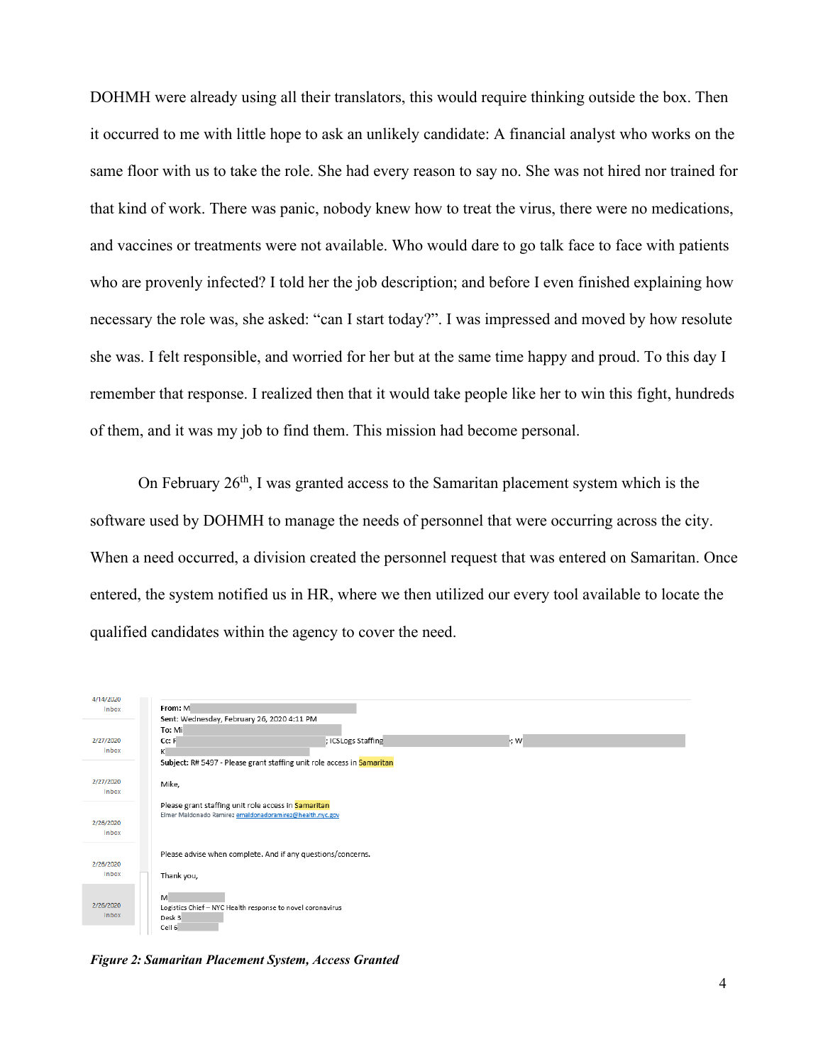DOHMH were already using all their translators, this would require thinking outside the box. Then it occurred to me with little hope to ask an unlikely candidate: A financial analyst who works on the same floor with us to take the role. She had every reason to say no. She was not hired nor trained for that kind of work. There was panic, nobody knew how to treat the virus, there were no medications, and vaccines or treatments were not available. Who would dare to go talk face to face with patients who are provenly infected? I told her the job description; and before I even finished explaining how necessary the role was, she asked: "can I start today?". I was impressed and moved by how resolute she was. I felt responsible, and worried for her but at the same time happy and proud. To this day I remember that response. I realized then that it would take people like her to win this fight, hundreds of them, and it was my job to find them. This mission had become personal.

On February 26th, I was granted access to the Samaritan placement system which is the software used by DOHMH to manage the needs of personnel that were occurring across the city. When a need occurred, a division created the personnel request that was entered on Samaritan. Once entered, the system notified us in HR, where we then utilized our every tool available to locate the qualified candidates within the agency to cover the need.

4/14/2020 Inbox
2/27/2020 Inbox
2/27/2020 Inbox
2/26/2020 Inbox
2/26/2020 Inbox
2/26/2020 Inbox

**From:** M
**Sent:** Wednesday, February 26, 2020 4:11 PM
**To:** Mi
**Cc:** F ; ICSLogs Staffing ; W
K
**Subject:** R# 5497 - Please grant staffing unit role access in Samaritan

Mike,

Please grant staffing unit role access in Samaritan
Elmer Maldonado Ramirez emaldonadoramirez@health.nyc.gov

Please advise when complete. And if any questions/concerns.

Thank you,

M
Logistics Chief – NYC Health response to novel coronavirus
Desk 3
Cell 6

***Figure 2: Samaritan Placement System, Access Granted***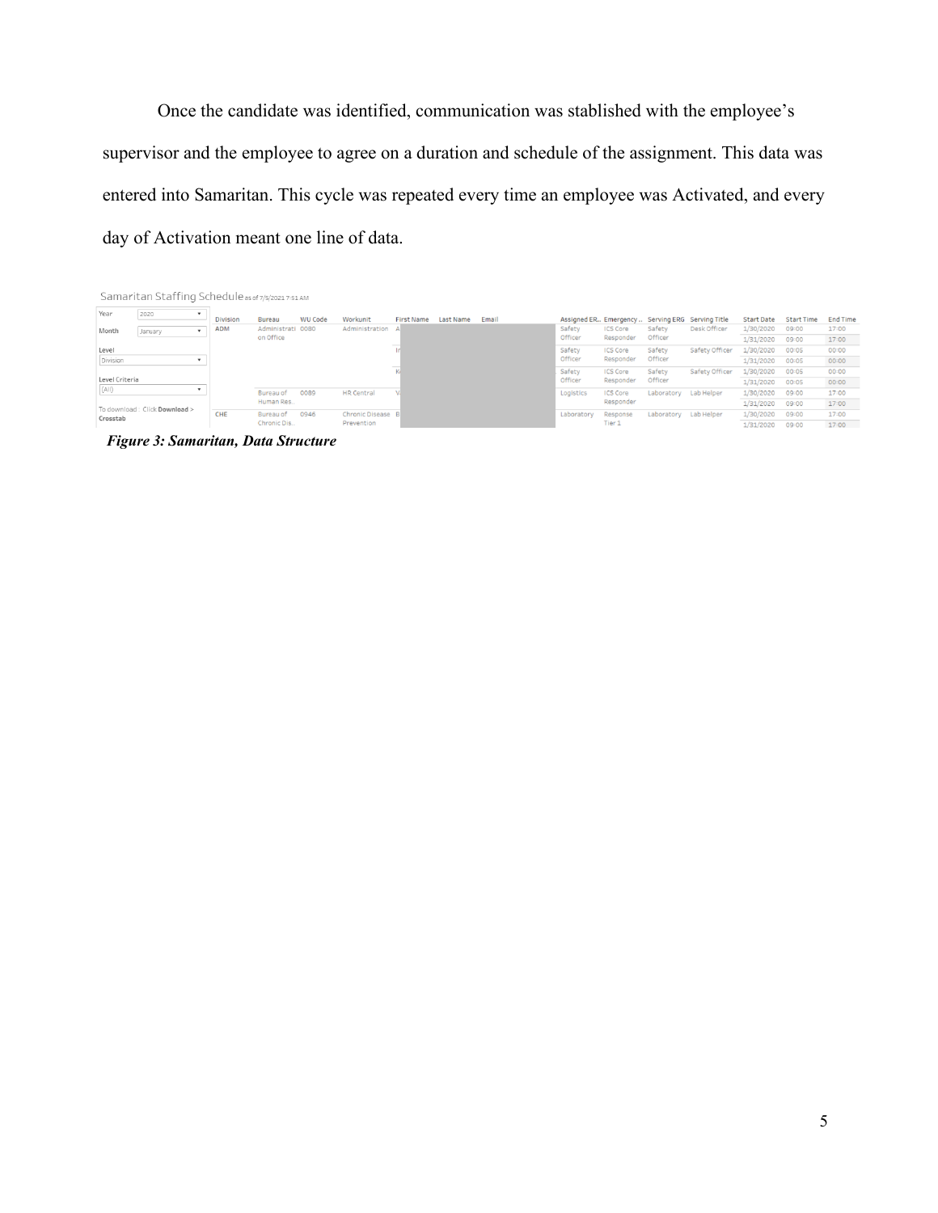Once the candidate was identified, communication was stablished with the employee's supervisor and the employee to agree on a duration and schedule of the assignment. This data was entered into Samaritan. This cycle was repeated every time an employee was Activated, and every day of Activation meant one line of data.

Samaritan Staffing Schedule as of 7/5/2021 7:51 AM

Year: 2020
Month: January
Level: Division
Level Criteria: (All)
To download : Click **Download** > **Crosstab**

| Division | Bureau | WU Code | Workunit | First Name | Last Name | Email | Assigned ER.. | Emergency .. | Serving ERG | Serving Title | Start Date | Start Time | End Time |
|---|---|---|---|---|---|---|---|---|---|---|---|---|---|
| ADM | Administration Office | 0080 | Administration | A | | | Safety Officer | ICS Core Responder | Safety Officer | Desk Officer | 1/30/2020 | 09:00 | 17:00 |
| | | | | | | | | | | | 1/31/2020 | 09:00 | 17:00 |
| | | | | In | | | Safety Officer | ICS Core Responder | Safety Officer | Safety Officer | 1/30/2020 | 00:05 | 00:00 |
| | | | | | | | | | | | 1/31/2020 | 00:05 | 00:00 |
| | | | | K | | | Safety Officer | ICS Core Responder | Safety Officer | Safety Officer | 1/30/2020 | 00:05 | 00:00 |
| | | | | | | | | | | | 1/31/2020 | 00:05 | 00:00 |
| | Bureau of Human Res.. | 0089 | HR Central | V | | | Logistics | ICS Core Responder | Laboratory | Lab Helper | 1/30/2020 | 09:00 | 17:00 |
| | | | | | | | | | | | 1/31/2020 | 09:00 | 17:00 |
| CHE | Bureau of Chronic Dis.. | 0946 | Chronic Disease Prevention | B | | | Laboratory | Response Tier 1 | Laboratory | Lab Helper | 1/30/2020 | 09:00 | 17:00 |
| | | | | | | | | | | | 1/31/2020 | 09:00 | 17:00 |

***Figure 3: Samaritan, Data Structure***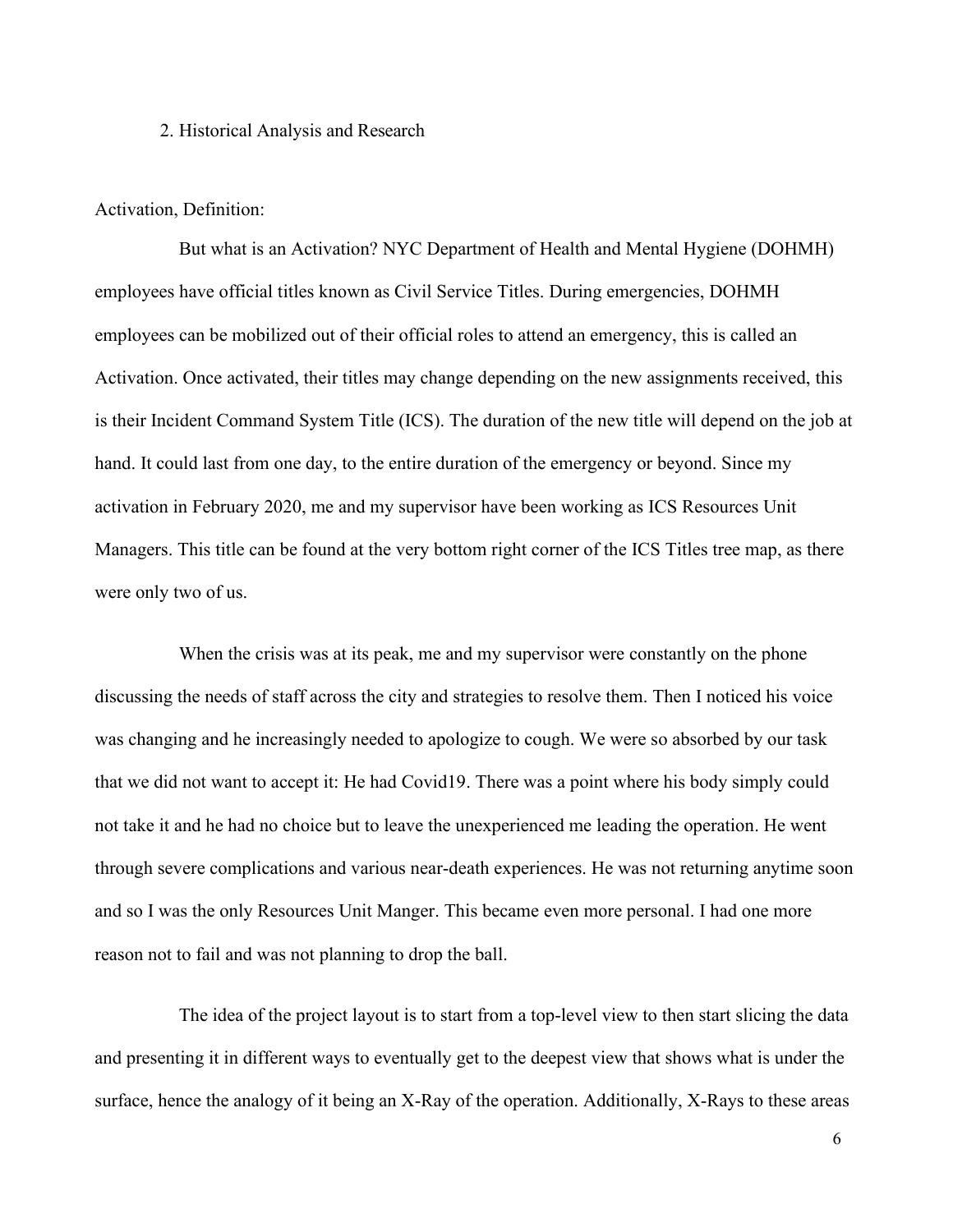## 2. Historical Analysis and Research

Activation, Definition:

But what is an Activation? NYC Department of Health and Mental Hygiene (DOHMH) employees have official titles known as Civil Service Titles. During emergencies, DOHMH employees can be mobilized out of their official roles to attend an emergency, this is called an Activation. Once activated, their titles may change depending on the new assignments received, this is their Incident Command System Title (ICS). The duration of the new title will depend on the job at hand. It could last from one day, to the entire duration of the emergency or beyond. Since my activation in February 2020, me and my supervisor have been working as ICS Resources Unit Managers. This title can be found at the very bottom right corner of the ICS Titles tree map, as there were only two of us.

When the crisis was at its peak, me and my supervisor were constantly on the phone discussing the needs of staff across the city and strategies to resolve them. Then I noticed his voice was changing and he increasingly needed to apologize to cough. We were so absorbed by our task that we did not want to accept it: He had Covid19. There was a point where his body simply could not take it and he had no choice but to leave the unexperienced me leading the operation. He went through severe complications and various near-death experiences. He was not returning anytime soon and so I was the only Resources Unit Manger. This became even more personal. I had one more reason not to fail and was not planning to drop the ball.

The idea of the project layout is to start from a top-level view to then start slicing the data and presenting it in different ways to eventually get to the deepest view that shows what is under the surface, hence the analogy of it being an X-Ray of the operation. Additionally, X-Rays to these areas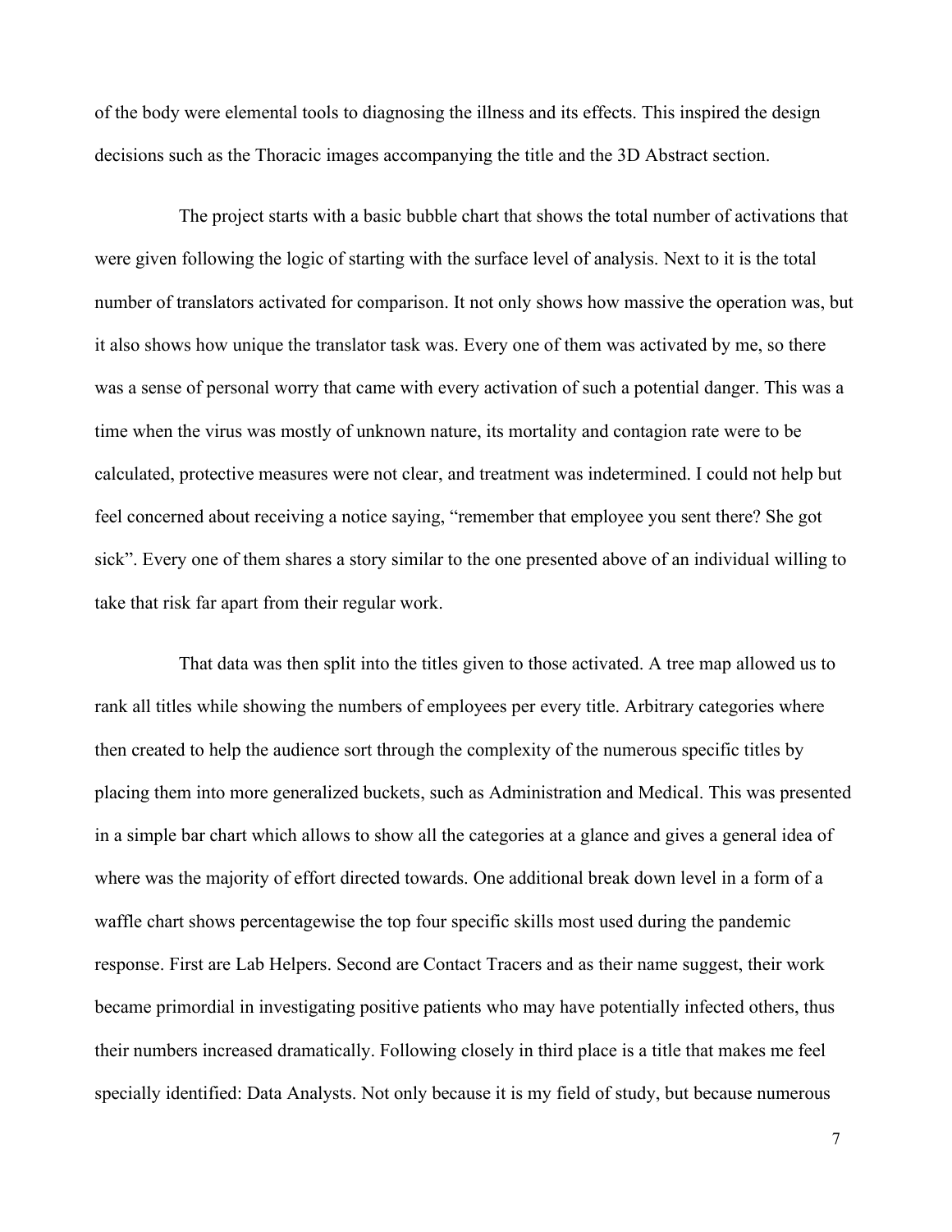of the body were elemental tools to diagnosing the illness and its effects. This inspired the design decisions such as the Thoracic images accompanying the title and the 3D Abstract section.

The project starts with a basic bubble chart that shows the total number of activations that were given following the logic of starting with the surface level of analysis. Next to it is the total number of translators activated for comparison. It not only shows how massive the operation was, but it also shows how unique the translator task was. Every one of them was activated by me, so there was a sense of personal worry that came with every activation of such a potential danger. This was a time when the virus was mostly of unknown nature, its mortality and contagion rate were to be calculated, protective measures were not clear, and treatment was indetermined. I could not help but feel concerned about receiving a notice saying, "remember that employee you sent there? She got sick". Every one of them shares a story similar to the one presented above of an individual willing to take that risk far apart from their regular work.

That data was then split into the titles given to those activated. A tree map allowed us to rank all titles while showing the numbers of employees per every title. Arbitrary categories where then created to help the audience sort through the complexity of the numerous specific titles by placing them into more generalized buckets, such as Administration and Medical. This was presented in a simple bar chart which allows to show all the categories at a glance and gives a general idea of where was the majority of effort directed towards. One additional break down level in a form of a waffle chart shows percentagewise the top four specific skills most used during the pandemic response. First are Lab Helpers. Second are Contact Tracers and as their name suggest, their work became primordial in investigating positive patients who may have potentially infected others, thus their numbers increased dramatically. Following closely in third place is a title that makes me feel specially identified: Data Analysts. Not only because it is my field of study, but because numerous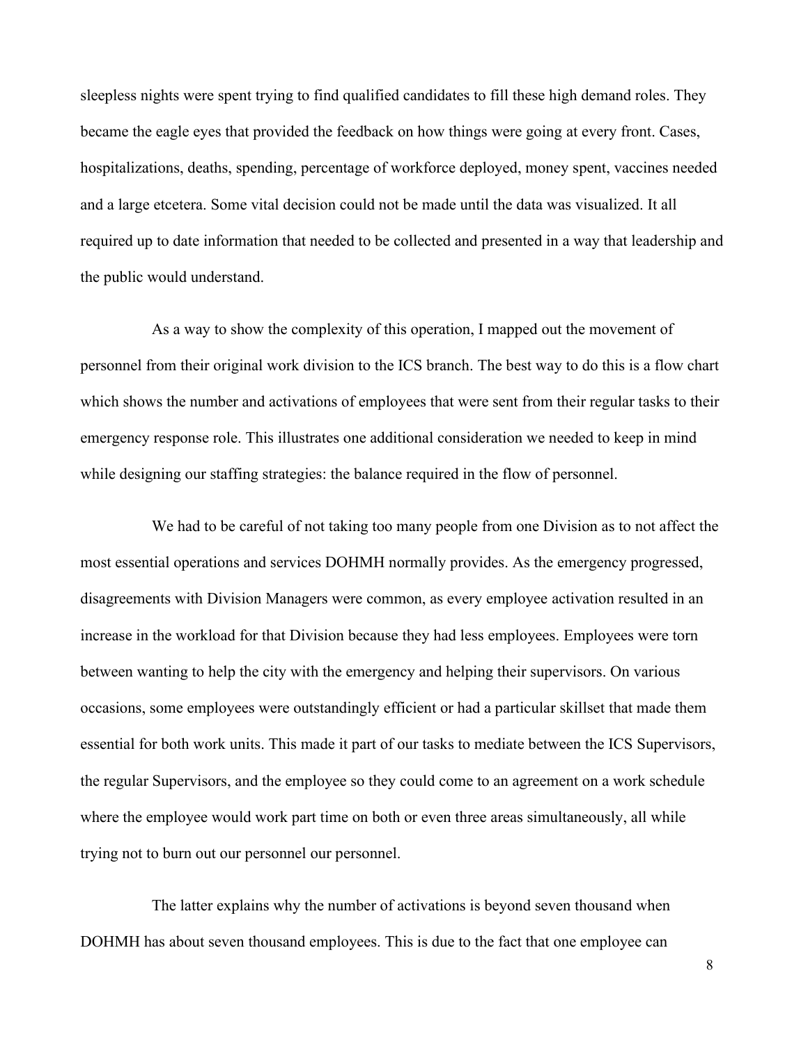sleepless nights were spent trying to find qualified candidates to fill these high demand roles. They became the eagle eyes that provided the feedback on how things were going at every front. Cases, hospitalizations, deaths, spending, percentage of workforce deployed, money spent, vaccines needed and a large etcetera. Some vital decision could not be made until the data was visualized. It all required up to date information that needed to be collected and presented in a way that leadership and the public would understand.

As a way to show the complexity of this operation, I mapped out the movement of personnel from their original work division to the ICS branch. The best way to do this is a flow chart which shows the number and activations of employees that were sent from their regular tasks to their emergency response role. This illustrates one additional consideration we needed to keep in mind while designing our staffing strategies: the balance required in the flow of personnel.

We had to be careful of not taking too many people from one Division as to not affect the most essential operations and services DOHMH normally provides. As the emergency progressed, disagreements with Division Managers were common, as every employee activation resulted in an increase in the workload for that Division because they had less employees. Employees were torn between wanting to help the city with the emergency and helping their supervisors. On various occasions, some employees were outstandingly efficient or had a particular skillset that made them essential for both work units. This made it part of our tasks to mediate between the ICS Supervisors, the regular Supervisors, and the employee so they could come to an agreement on a work schedule where the employee would work part time on both or even three areas simultaneously, all while trying not to burn out our personnel our personnel.

The latter explains why the number of activations is beyond seven thousand when DOHMH has about seven thousand employees. This is due to the fact that one employee can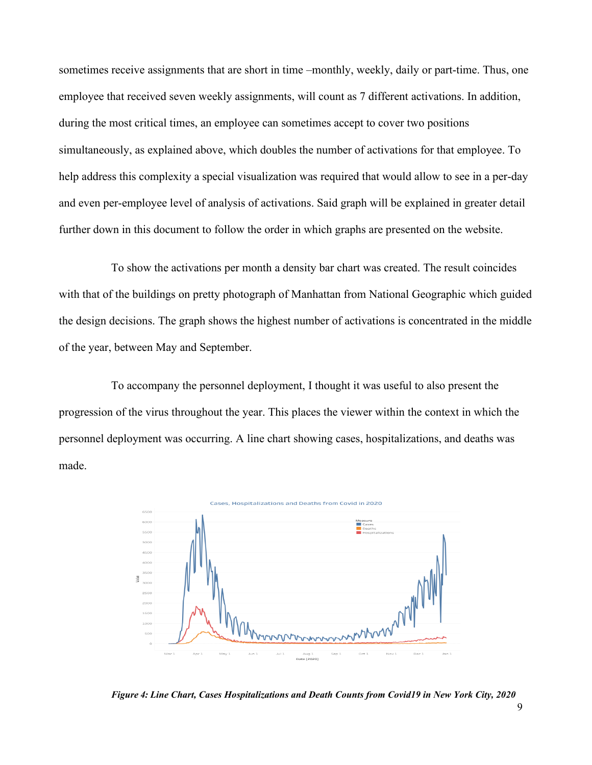sometimes receive assignments that are short in time –monthly, weekly, daily or part-time. Thus, one employee that received seven weekly assignments, will count as 7 different activations. In addition, during the most critical times, an employee can sometimes accept to cover two positions simultaneously, as explained above, which doubles the number of activations for that employee. To help address this complexity a special visualization was required that would allow to see in a per-day and even per-employee level of analysis of activations. Said graph will be explained in greater detail further down in this document to follow the order in which graphs are presented on the website.

To show the activations per month a density bar chart was created. The result coincides with that of the buildings on pretty photograph of Manhattan from National Geographic which guided the design decisions. The graph shows the highest number of activations is concentrated in the middle of the year, between May and September.

To accompany the personnel deployment, I thought it was useful to also present the progression of the virus throughout the year. This places the viewer within the context in which the personnel deployment was occurring. A line chart showing cases, hospitalizations, and deaths was made.

***Figure 4: Line Chart, Cases Hospitalizations and Death Counts from Covid19 in New York City, 2020***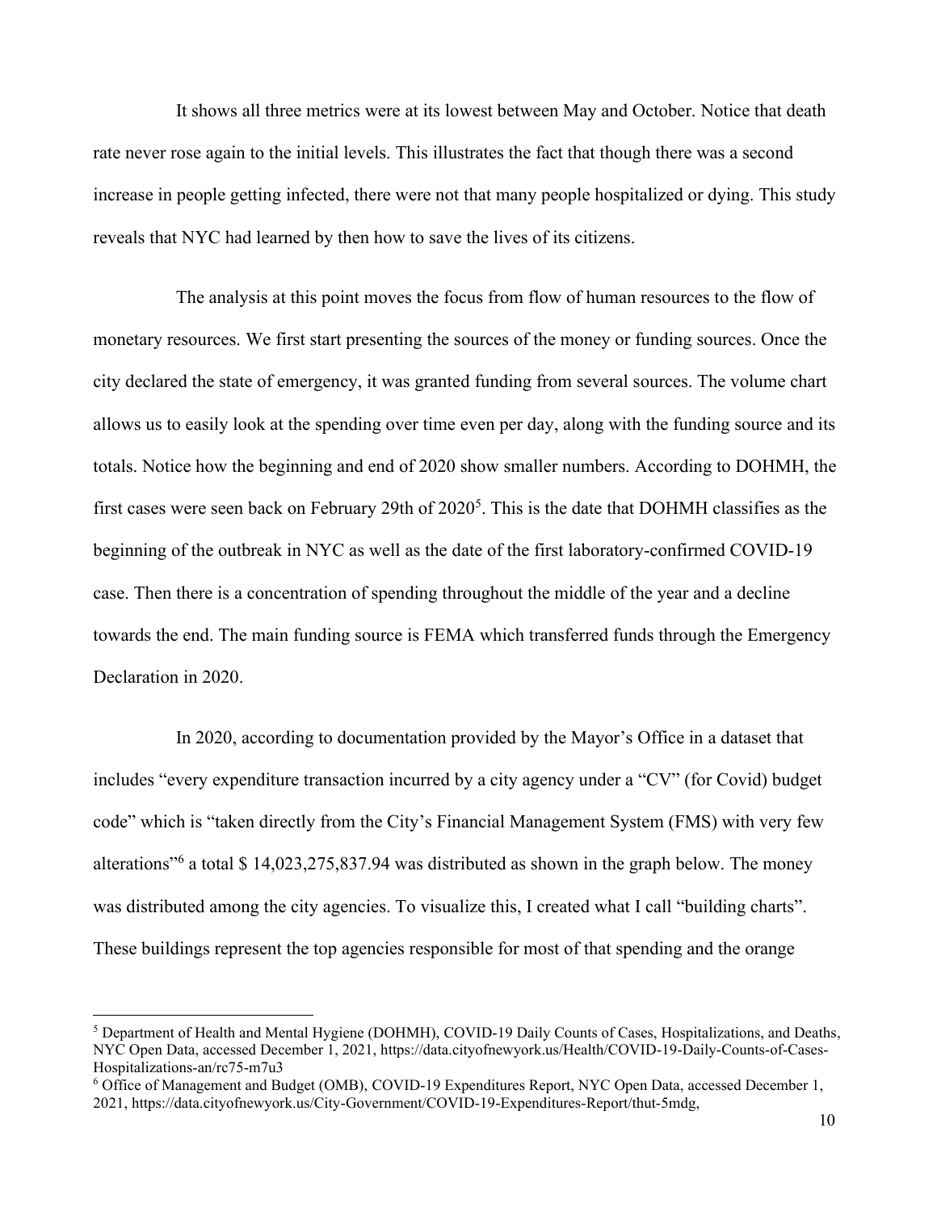It shows all three metrics were at its lowest between May and October. Notice that death rate never rose again to the initial levels. This illustrates the fact that though there was a second increase in people getting infected, there were not that many people hospitalized or dying. This study reveals that NYC had learned by then how to save the lives of its citizens.

The analysis at this point moves the focus from flow of human resources to the flow of monetary resources. We first start presenting the sources of the money or funding sources. Once the city declared the state of emergency, it was granted funding from several sources. The volume chart allows us to easily look at the spending over time even per day, along with the funding source and its totals. Notice how the beginning and end of 2020 show smaller numbers. According to DOHMH, the first cases were seen back on February 29th of 2020[5]. This is the date that DOHMH classifies as the beginning of the outbreak in NYC as well as the date of the first laboratory-confirmed COVID-19 case. Then there is a concentration of spending throughout the middle of the year and a decline towards the end. The main funding source is FEMA which transferred funds through the Emergency Declaration in 2020.

In 2020, according to documentation provided by the Mayor's Office in a dataset that includes "every expenditure transaction incurred by a city agency under a "CV" (for Covid) budget code" which is "taken directly from the City's Financial Management System (FMS) with very few alterations"[6] a total $ 14,023,275,837.94 was distributed as shown in the graph below. The money was distributed among the city agencies. To visualize this, I created what I call "building charts". These buildings represent the top agencies responsible for most of that spending and the orange

---

[5] Department of Health and Mental Hygiene (DOHMH), COVID-19 Daily Counts of Cases, Hospitalizations, and Deaths, NYC Open Data, accessed December 1, 2021, https://data.cityofnewyork.us/Health/COVID-19-Daily-Counts-of-Cases-Hospitalizations-an/rc75-m7u3

[6] Office of Management and Budget (OMB), COVID-19 Expenditures Report, NYC Open Data, accessed December 1, 2021, https://data.cityofnewyork.us/City-Government/COVID-19-Expenditures-Report/thut-5mdg,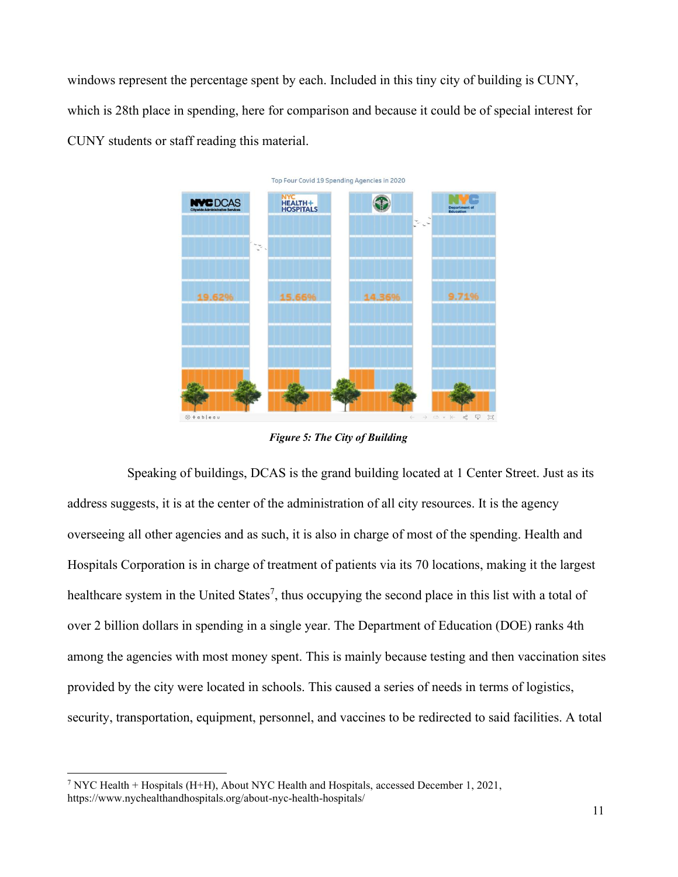windows represent the percentage spent by each. Included in this tiny city of building is CUNY, which is 28th place in spending, here for comparison and because it could be of special interest for CUNY students or staff reading this material.

*Figure 5: The City of Building*

Speaking of buildings, DCAS is the grand building located at 1 Center Street. Just as its address suggests, it is at the center of the administration of all city resources. It is the agency overseeing all other agencies and as such, it is also in charge of most of the spending. Health and Hospitals Corporation is in charge of treatment of patients via its 70 locations, making it the largest healthcare system in the United States[7], thus occupying the second place in this list with a total of over 2 billion dollars in spending in a single year. The Department of Education (DOE) ranks 4th among the agencies with most money spent. This is mainly because testing and then vaccination sites provided by the city were located in schools. This caused a series of needs in terms of logistics, security, transportation, equipment, personnel, and vaccines to be redirected to said facilities. A total

---

[7] NYC Health + Hospitals (H+H), About NYC Health and Hospitals, accessed December 1, 2021, https://www.nychealthandhospitals.org/about-nyc-health-hospitals/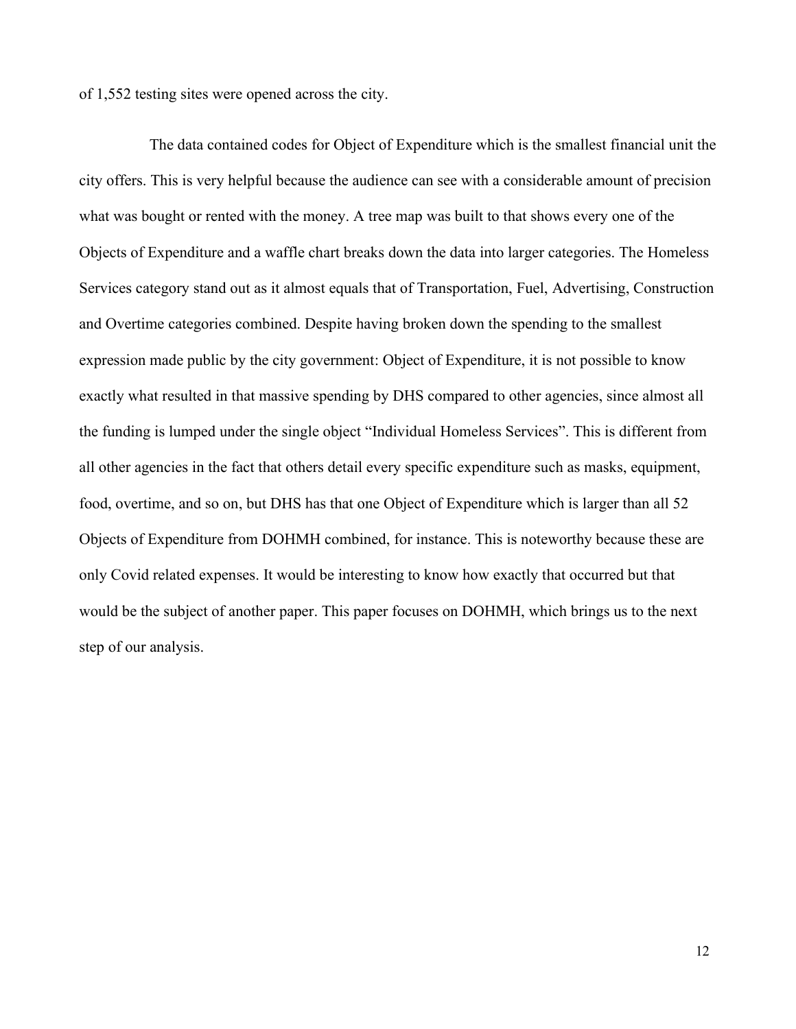of 1,552 testing sites were opened across the city.

The data contained codes for Object of Expenditure which is the smallest financial unit the city offers. This is very helpful because the audience can see with a considerable amount of precision what was bought or rented with the money. A tree map was built to that shows every one of the Objects of Expenditure and a waffle chart breaks down the data into larger categories. The Homeless Services category stand out as it almost equals that of Transportation, Fuel, Advertising, Construction and Overtime categories combined. Despite having broken down the spending to the smallest expression made public by the city government: Object of Expenditure, it is not possible to know exactly what resulted in that massive spending by DHS compared to other agencies, since almost all the funding is lumped under the single object "Individual Homeless Services". This is different from all other agencies in the fact that others detail every specific expenditure such as masks, equipment, food, overtime, and so on, but DHS has that one Object of Expenditure which is larger than all 52 Objects of Expenditure from DOHMH combined, for instance. This is noteworthy because these are only Covid related expenses. It would be interesting to know how exactly that occurred but that would be the subject of another paper. This paper focuses on DOHMH, which brings us to the next step of our analysis.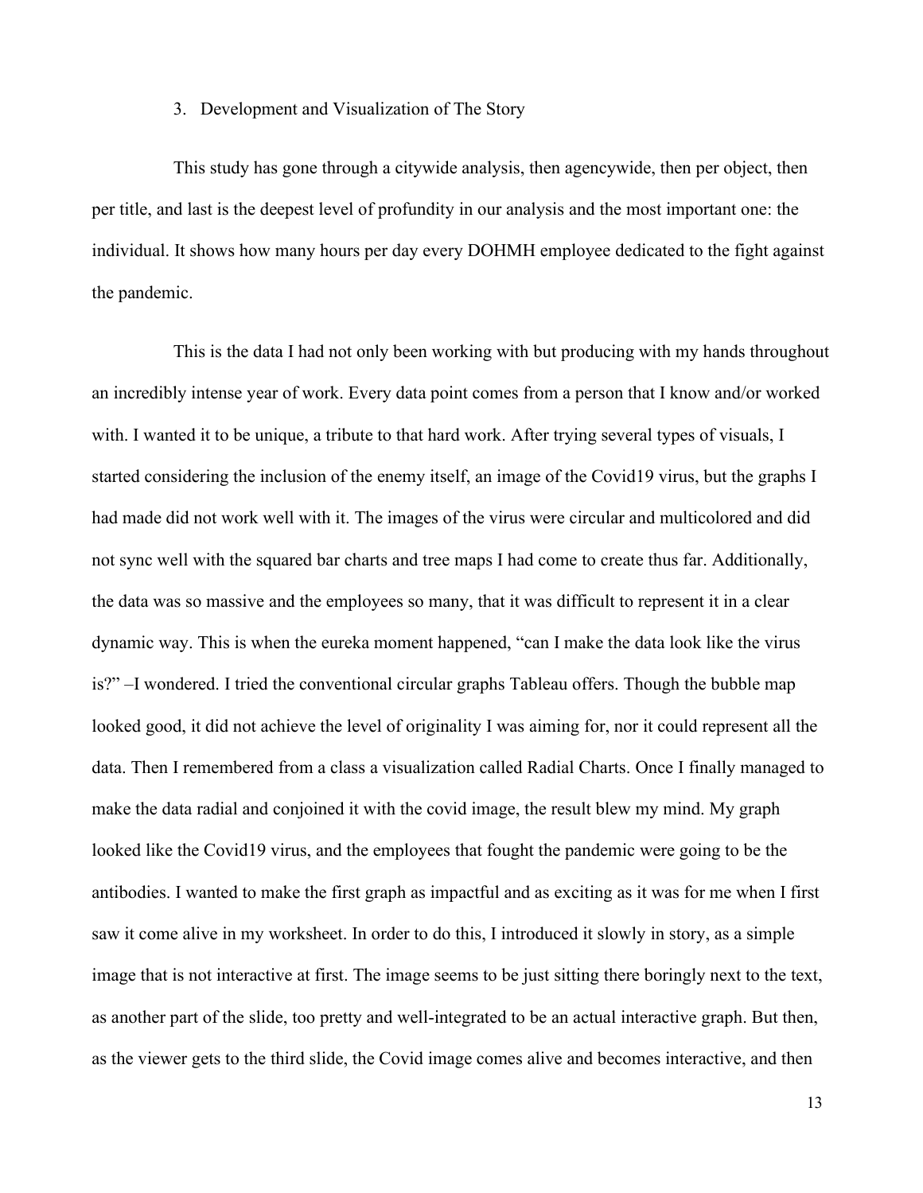## 3. Development and Visualization of The Story

This study has gone through a citywide analysis, then agencywide, then per object, then per title, and last is the deepest level of profundity in our analysis and the most important one: the individual. It shows how many hours per day every DOHMH employee dedicated to the fight against the pandemic.

This is the data I had not only been working with but producing with my hands throughout an incredibly intense year of work. Every data point comes from a person that I know and/or worked with. I wanted it to be unique, a tribute to that hard work. After trying several types of visuals, I started considering the inclusion of the enemy itself, an image of the Covid19 virus, but the graphs I had made did not work well with it. The images of the virus were circular and multicolored and did not sync well with the squared bar charts and tree maps I had come to create thus far. Additionally, the data was so massive and the employees so many, that it was difficult to represent it in a clear dynamic way. This is when the eureka moment happened, "can I make the data look like the virus is?" –I wondered. I tried the conventional circular graphs Tableau offers. Though the bubble map looked good, it did not achieve the level of originality I was aiming for, nor it could represent all the data. Then I remembered from a class a visualization called Radial Charts. Once I finally managed to make the data radial and conjoined it with the covid image, the result blew my mind. My graph looked like the Covid19 virus, and the employees that fought the pandemic were going to be the antibodies. I wanted to make the first graph as impactful and as exciting as it was for me when I first saw it come alive in my worksheet. In order to do this, I introduced it slowly in story, as a simple image that is not interactive at first. The image seems to be just sitting there boringly next to the text, as another part of the slide, too pretty and well-integrated to be an actual interactive graph. But then, as the viewer gets to the third slide, the Covid image comes alive and becomes interactive, and then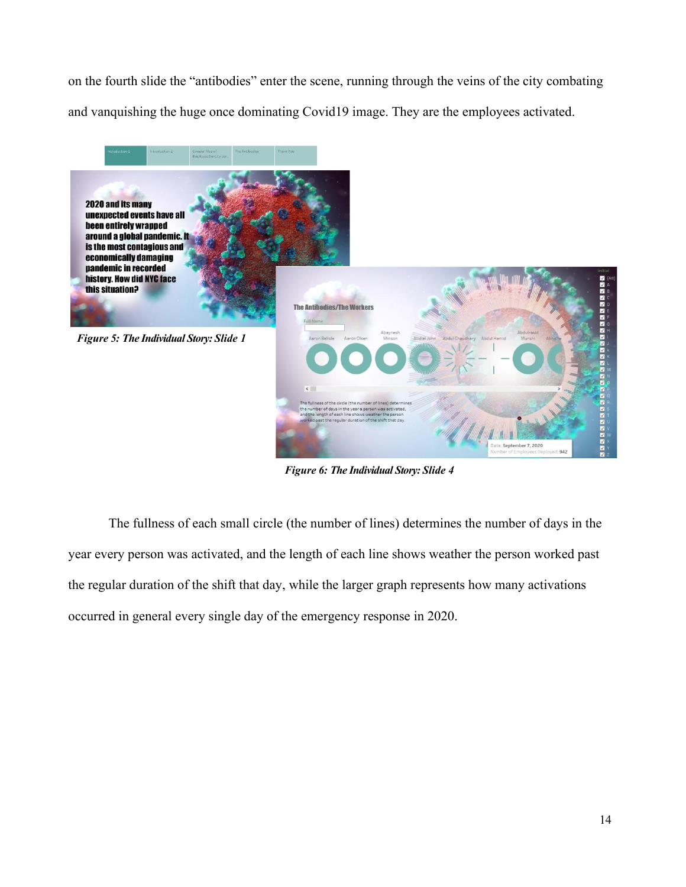on the fourth slide the "antibodies" enter the scene, running through the veins of the city combating and vanquishing the huge once dominating Covid19 image. They are the employees activated.

*Figure 5: The Individual Story: Slide 1*

*Figure 6: The Individual Story: Slide 4*

The fullness of each small circle (the number of lines) determines the number of days in the year every person was activated, and the length of each line shows weather the person worked past the regular duration of the shift that day, while the larger graph represents how many activations occurred in general every single day of the emergency response in 2020.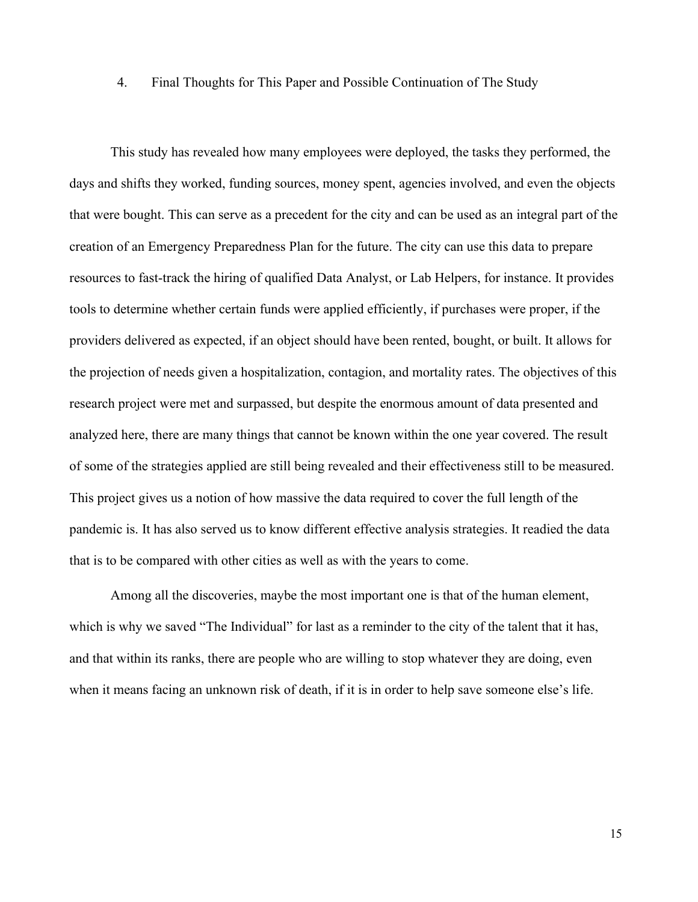## 4. Final Thoughts for This Paper and Possible Continuation of The Study

This study has revealed how many employees were deployed, the tasks they performed, the days and shifts they worked, funding sources, money spent, agencies involved, and even the objects that were bought. This can serve as a precedent for the city and can be used as an integral part of the creation of an Emergency Preparedness Plan for the future. The city can use this data to prepare resources to fast-track the hiring of qualified Data Analyst, or Lab Helpers, for instance. It provides tools to determine whether certain funds were applied efficiently, if purchases were proper, if the providers delivered as expected, if an object should have been rented, bought, or built. It allows for the projection of needs given a hospitalization, contagion, and mortality rates. The objectives of this research project were met and surpassed, but despite the enormous amount of data presented and analyzed here, there are many things that cannot be known within the one year covered. The result of some of the strategies applied are still being revealed and their effectiveness still to be measured. This project gives us a notion of how massive the data required to cover the full length of the pandemic is. It has also served us to know different effective analysis strategies. It readied the data that is to be compared with other cities as well as with the years to come.

Among all the discoveries, maybe the most important one is that of the human element, which is why we saved "The Individual" for last as a reminder to the city of the talent that it has, and that within its ranks, there are people who are willing to stop whatever they are doing, even when it means facing an unknown risk of death, if it is in order to help save someone else's life.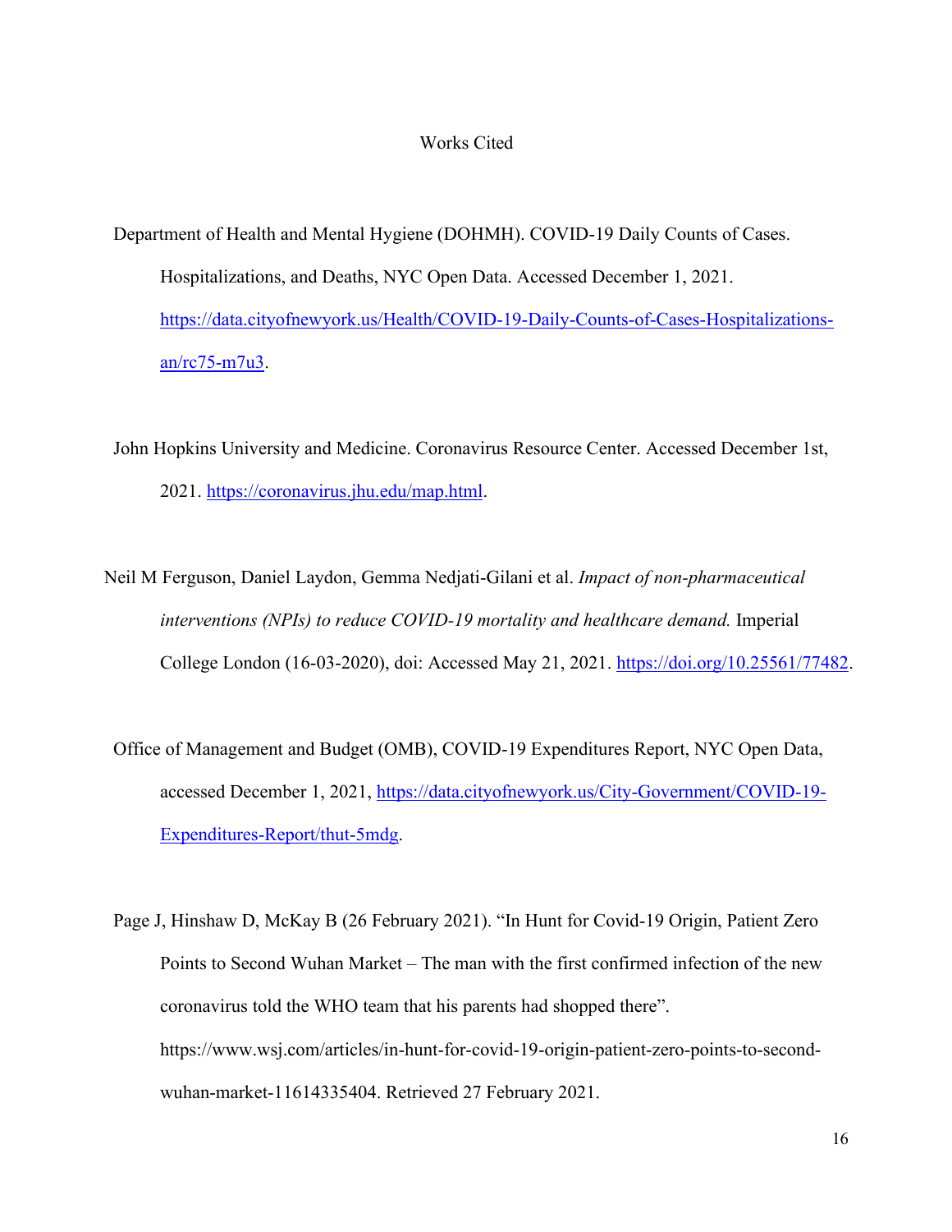# Works Cited

Department of Health and Mental Hygiene (DOHMH). COVID-19 Daily Counts of Cases. Hospitalizations, and Deaths, NYC Open Data. Accessed December 1, 2021. https://data.cityofnewyork.us/Health/COVID-19-Daily-Counts-of-Cases-Hospitalizations-an/rc75-m7u3.

John Hopkins University and Medicine. Coronavirus Resource Center. Accessed December 1st, 2021. https://coronavirus.jhu.edu/map.html.

Neil M Ferguson, Daniel Laydon, Gemma Nedjati-Gilani et al. *Impact of non-pharmaceutical interventions (NPIs) to reduce COVID-19 mortality and healthcare demand.* Imperial College London (16-03-2020), doi: Accessed May 21, 2021. https://doi.org/10.25561/77482.

Office of Management and Budget (OMB), COVID-19 Expenditures Report, NYC Open Data, accessed December 1, 2021, https://data.cityofnewyork.us/City-Government/COVID-19-Expenditures-Report/thut-5mdg.

Page J, Hinshaw D, McKay B (26 February 2021). "In Hunt for Covid-19 Origin, Patient Zero Points to Second Wuhan Market – The man with the first confirmed infection of the new coronavirus told the WHO team that his parents had shopped there". https://www.wsj.com/articles/in-hunt-for-covid-19-origin-patient-zero-points-to-second-wuhan-market-11614335404. Retrieved 27 February 2021.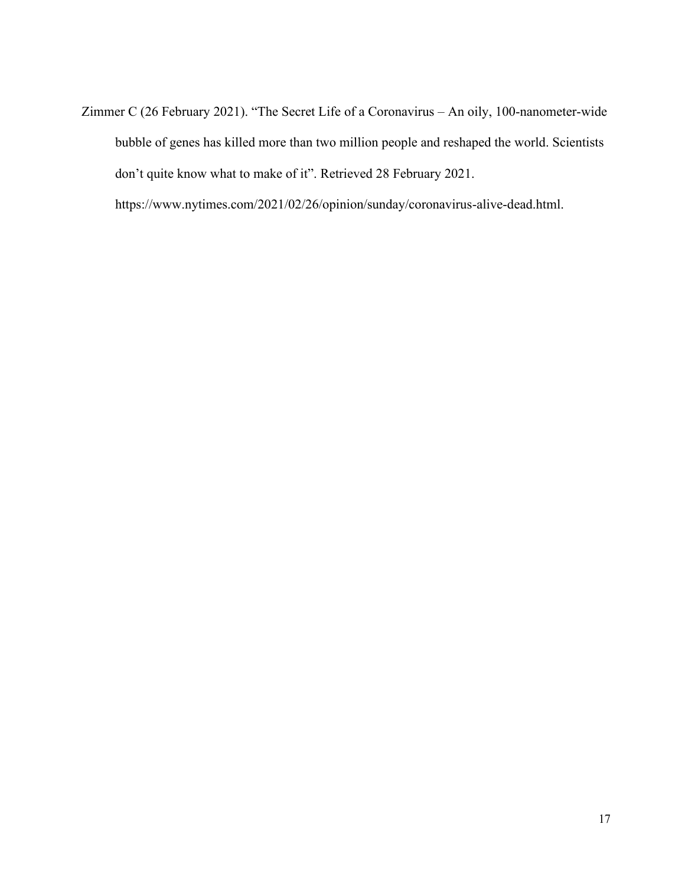Zimmer C (26 February 2021). “The Secret Life of a Coronavirus – An oily, 100-nanometer-wide bubble of genes has killed more than two million people and reshaped the world. Scientists don’t quite know what to make of it”. Retrieved 28 February 2021. https://www.nytimes.com/2021/02/26/opinion/sunday/coronavirus-alive-dead.html.